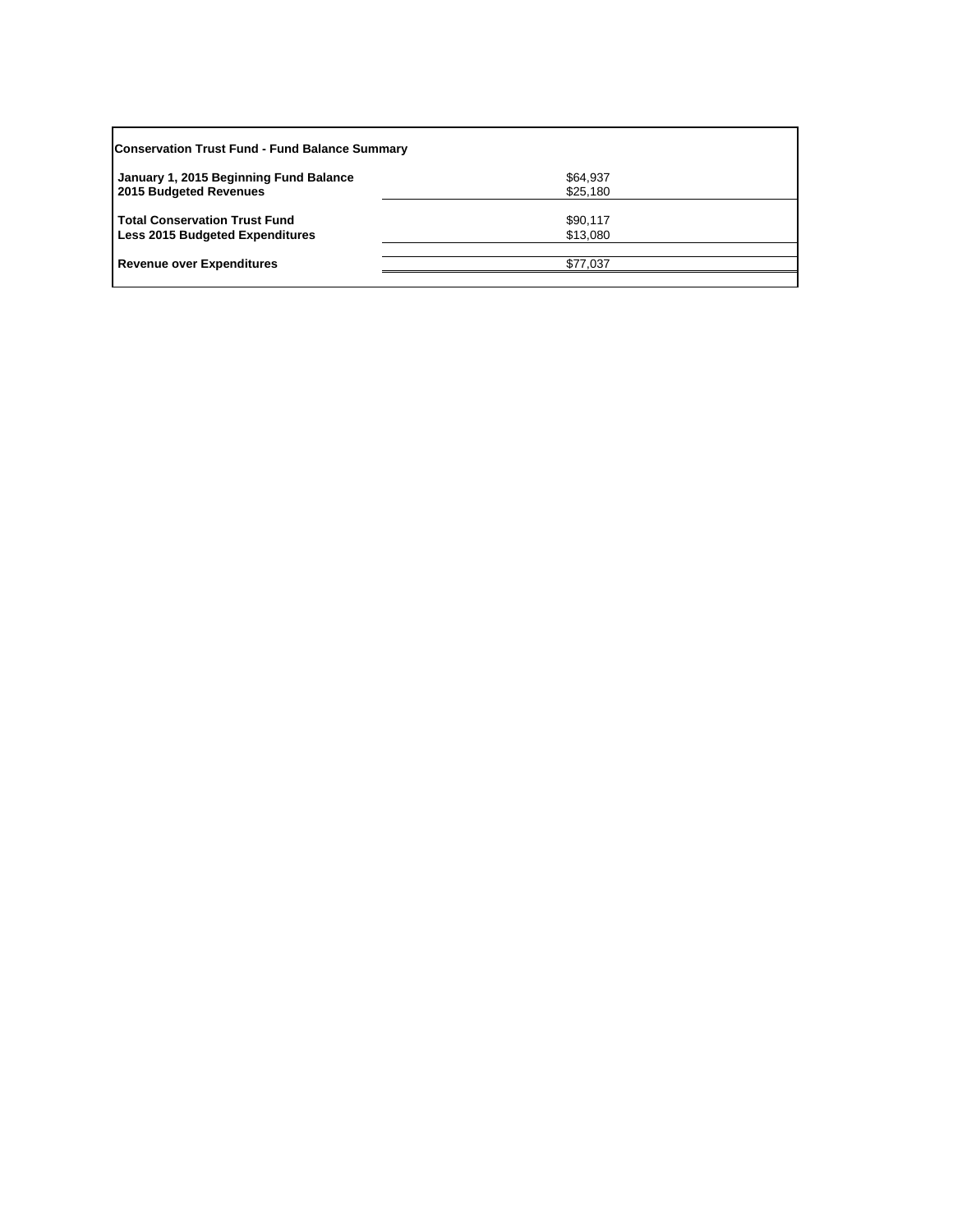**Conservation Trust Fund - Fund Balance Summary**

| | |
|---|---|
| **January 1, 2015 Beginning Fund Balance** | $64,937 |
| **2015 Budgeted Revenues** | $25,180 |
| **Total Conservation Trust Fund** | $90,117 |
| **Less 2015 Budgeted Expenditures** | $13,080 |
| **Revenue over Expenditures** | $77,037 |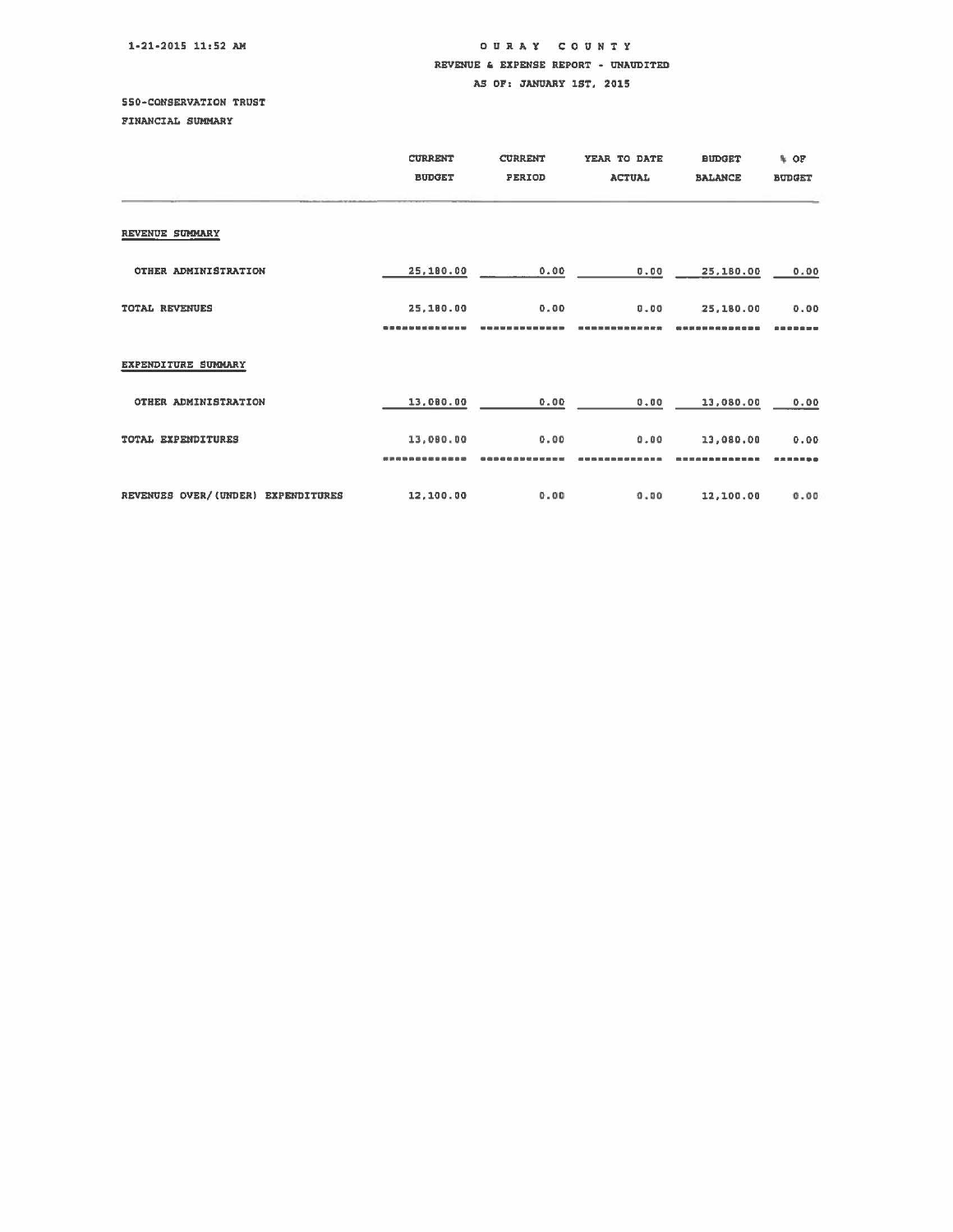1-21-2015 11:52 AM

# OURAY COUNTY

## REVENUE & EXPENSE REPORT - UNAUDITED

### AS OF: JANUARY 1ST, 2015

550-CONSERVATION TRUST

FINANCIAL SUMMARY

| | CURRENT BUDGET | CURRENT PERIOD | YEAR TO DATE ACTUAL | BUDGET BALANCE | % OF BUDGET |
|---|---|---|---|---|---|
| **REVENUE SUMMARY** | | | | | |
| OTHER ADMINISTRATION | 25,180.00 | 0.00 | 0.00 | 25,180.00 | 0.00 |
| TOTAL REVENUES | 25,180.00 | 0.00 | 0.00 | 25,180.00 | 0.00 |
| **EXPENDITURE SUMMARY** | | | | | |
| OTHER ADMINISTRATION | 13,080.00 | 0.00 | 0.00 | 13,080.00 | 0.00 |
| TOTAL EXPENDITURES | 13,080.00 | 0.00 | 0.00 | 13,080.00 | 0.00 |
| REVENUES OVER/(UNDER) EXPENDITURES | 12,100.00 | 0.00 | 0.00 | 12,100.00 | 0.00 |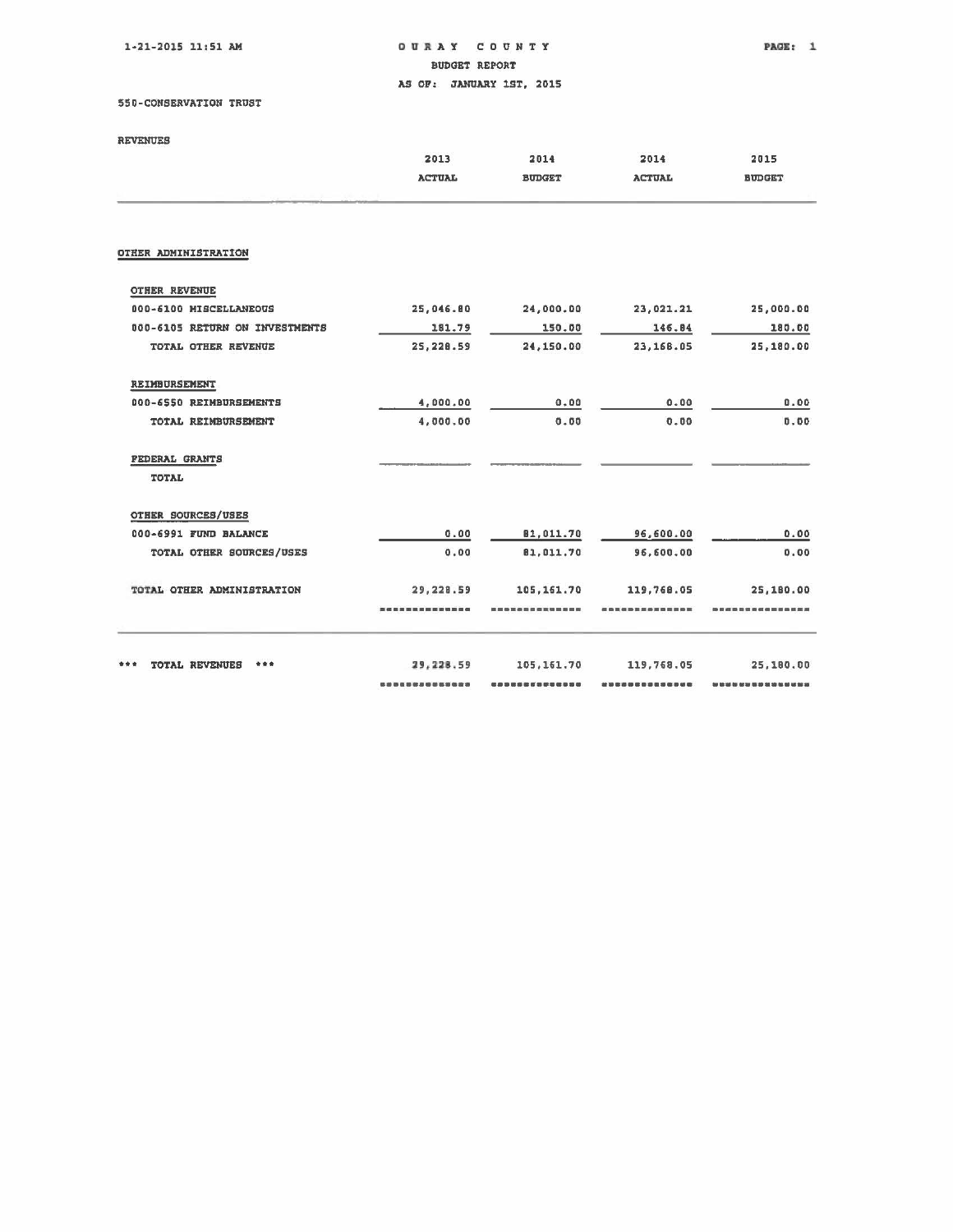# OURAY COUNTY

## BUDGET REPORT

### AS OF: JANUARY 1ST, 2015

550-CONSERVATION TRUST

REVENUES

| | 2013 ACTUAL | 2014 BUDGET | 2014 ACTUAL | 2015 BUDGET |
|---|---|---|---|---|
| **OTHER ADMINISTRATION** | | | | |
| **OTHER REVENUE** | | | | |
| 000-6100 MISCELLANEOUS | 25,046.80 | 24,000.00 | 23,021.21 | 25,000.00 |
| 000-6105 RETURN ON INVESTMENTS | 181.79 | 150.00 | 146.84 | 180.00 |
| TOTAL OTHER REVENUE | 25,228.59 | 24,150.00 | 23,168.05 | 25,180.00 |
| **REIMBURSEMENT** | | | | |
| 000-6550 REIMBURSEMENTS | 4,000.00 | 0.00 | 0.00 | 0.00 |
| TOTAL REIMBURSEMENT | 4,000.00 | 0.00 | 0.00 | 0.00 |
| **FEDERAL GRANTS** | | | | |
| TOTAL | | | | |
| **OTHER SOURCES/USES** | | | | |
| 000-6991 FUND BALANCE | 0.00 | 81,011.70 | 96,600.00 | 0.00 |
| TOTAL OTHER SOURCES/USES | 0.00 | 81,011.70 | 96,600.00 | 0.00 |
| TOTAL OTHER ADMINISTRATION | 29,228.59 | 105,161.70 | 119,768.05 | 25,180.00 |
| *** TOTAL REVENUES *** | 29,228.59 | 105,161.70 | 119,768.05 | 25,180.00 |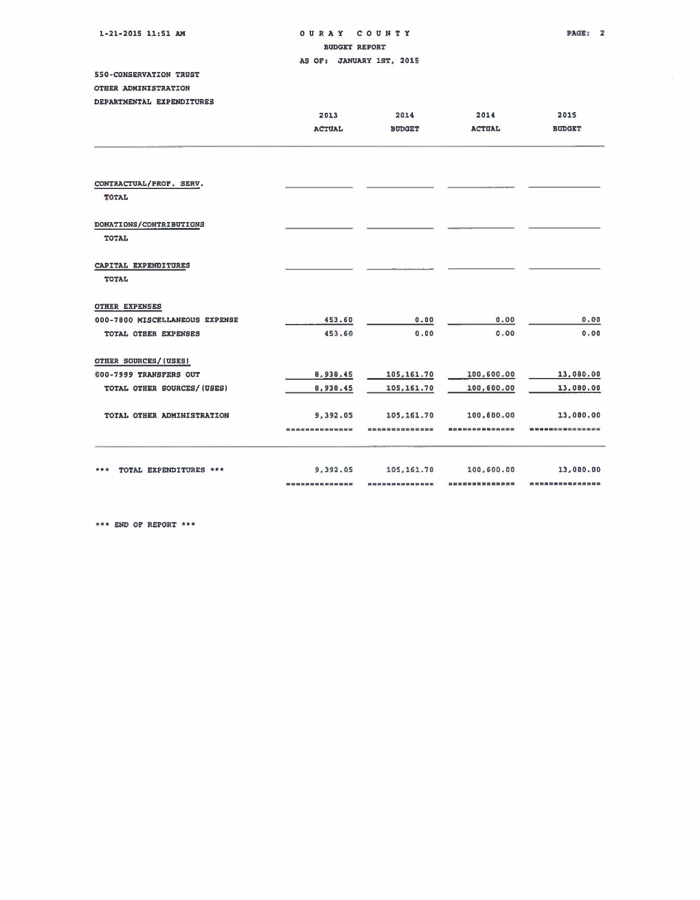OURAY COUNTY
BUDGET REPORT
AS OF: JANUARY 1ST, 2015

550-CONSERVATION TRUST
OTHER ADMINISTRATION
DEPARTMENTAL EXPENDITURES

| | 2013 ACTUAL | 2014 BUDGET | 2014 ACTUAL | 2015 BUDGET |
|---|---|---|---|---|
| CONTRACTUAL/PROF. SERV. | | | | |
| TOTAL | | | | |
| DONATIONS/CONTRIBUTIONS | | | | |
| TOTAL | | | | |
| CAPITAL EXPENDITURES | | | | |
| TOTAL | | | | |
| OTHER EXPENSES | | | | |
| 000-7800 MISCELLANEOUS EXPENSE | 453.60 | 0.00 | 0.00 | 0.00 |
| TOTAL OTHER EXPENSES | 453.60 | 0.00 | 0.00 | 0.00 |
| OTHER SOURCES/(USES) | | | | |
| 000-7999 TRANSFERS OUT | 8,938.45 | 105,161.70 | 100,600.00 | 13,080.00 |
| TOTAL OTHER SOURCES/(USES) | 8,938.45 | 105,161.70 | 100,600.00 | 13,080.00 |
| TOTAL OTHER ADMINISTRATION | 9,392.05 | 105,161.70 | 100,600.00 | 13,080.00 |
| *** TOTAL EXPENDITURES *** | 9,392.05 | 105,161.70 | 100,600.00 | 13,080.00 |

*** END OF REPORT ***